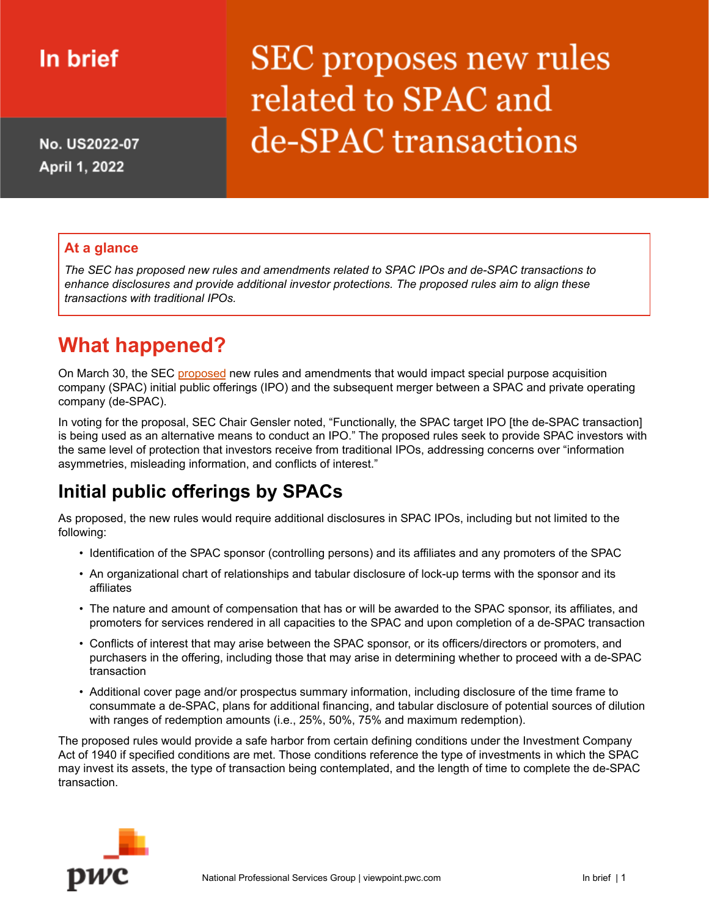In brief

No. US2022-07
April 1, 2022

# SEC proposes new rules related to SPAC and de-SPAC transactions

**At a glance**

*The SEC has proposed new rules and amendments related to SPAC IPOs and de-SPAC transactions to enhance disclosures and provide additional investor protections. The proposed rules aim to align these transactions with traditional IPOs.*

## What happened?

On March 30, the SEC proposed new rules and amendments that would impact special purpose acquisition company (SPAC) initial public offerings (IPO) and the subsequent merger between a SPAC and private operating company (de-SPAC).

In voting for the proposal, SEC Chair Gensler noted, "Functionally, the SPAC target IPO [the de-SPAC transaction] is being used as an alternative means to conduct an IPO." The proposed rules seek to provide SPAC investors with the same level of protection that investors receive from traditional IPOs, addressing concerns over "information asymmetries, misleading information, and conflicts of interest."

## Initial public offerings by SPACs

As proposed, the new rules would require additional disclosures in SPAC IPOs, including but not limited to the following:

- Identification of the SPAC sponsor (controlling persons) and its affiliates and any promoters of the SPAC
- An organizational chart of relationships and tabular disclosure of lock-up terms with the sponsor and its affiliates
- The nature and amount of compensation that has or will be awarded to the SPAC sponsor, its affiliates, and promoters for services rendered in all capacities to the SPAC and upon completion of a de-SPAC transaction
- Conflicts of interest that may arise between the SPAC sponsor, or its officers/directors or promoters, and purchasers in the offering, including those that may arise in determining whether to proceed with a de-SPAC transaction
- Additional cover page and/or prospectus summary information, including disclosure of the time frame to consummate a de-SPAC, plans for additional financing, and tabular disclosure of potential sources of dilution with ranges of redemption amounts (i.e., 25%, 50%, 75% and maximum redemption).

The proposed rules would provide a safe harbor from certain defining conditions under the Investment Company Act of 1940 if specified conditions are met. Those conditions reference the type of investments in which the SPAC may invest its assets, the type of transaction being contemplated, and the length of time to complete the de-SPAC transaction.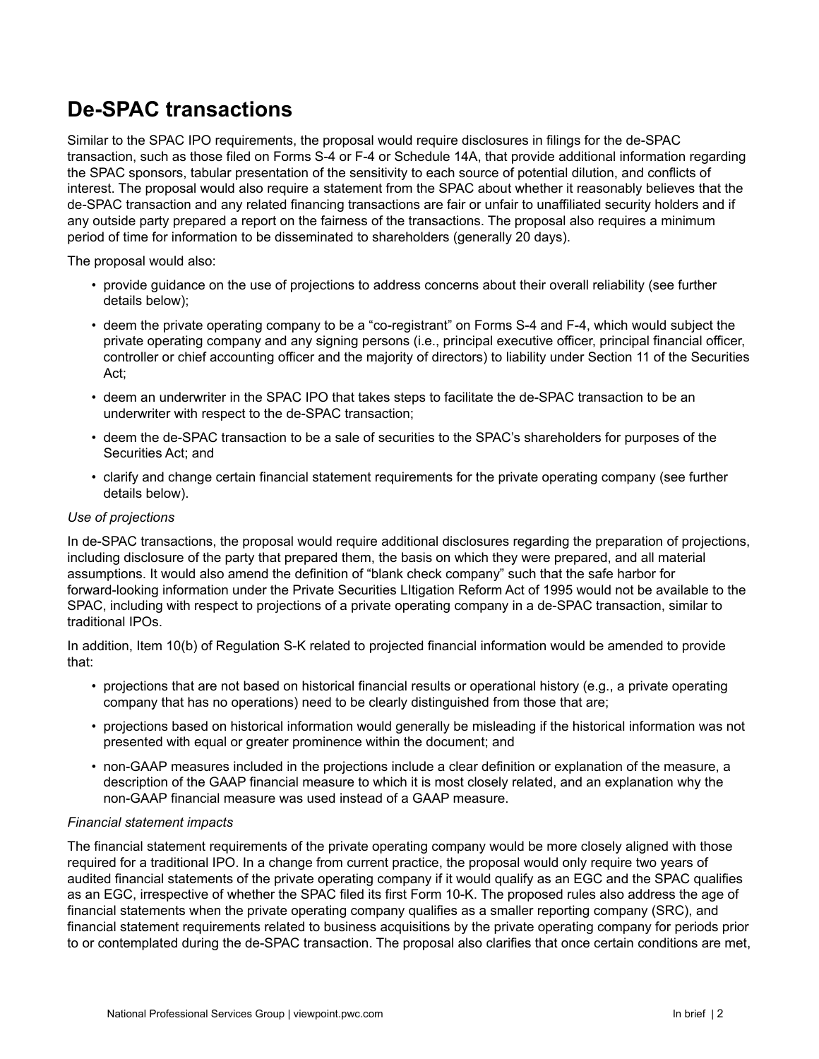## De-SPAC transactions

Similar to the SPAC IPO requirements, the proposal would require disclosures in filings for the de-SPAC transaction, such as those filed on Forms S-4 or F-4 or Schedule 14A, that provide additional information regarding the SPAC sponsors, tabular presentation of the sensitivity to each source of potential dilution, and conflicts of interest. The proposal would also require a statement from the SPAC about whether it reasonably believes that the de-SPAC transaction and any related financing transactions are fair or unfair to unaffiliated security holders and if any outside party prepared a report on the fairness of the transactions. The proposal also requires a minimum period of time for information to be disseminated to shareholders (generally 20 days).

The proposal would also:

- provide guidance on the use of projections to address concerns about their overall reliability (see further details below);
- deem the private operating company to be a "co-registrant" on Forms S-4 and F-4, which would subject the private operating company and any signing persons (i.e., principal executive officer, principal financial officer, controller or chief accounting officer and the majority of directors) to liability under Section 11 of the Securities Act;
- deem an underwriter in the SPAC IPO that takes steps to facilitate the de-SPAC transaction to be an underwriter with respect to the de-SPAC transaction;
- deem the de-SPAC transaction to be a sale of securities to the SPAC's shareholders for purposes of the Securities Act; and
- clarify and change certain financial statement requirements for the private operating company (see further details below).

*Use of projections*

In de-SPAC transactions, the proposal would require additional disclosures regarding the preparation of projections, including disclosure of the party that prepared them, the basis on which they were prepared, and all material assumptions. It would also amend the definition of "blank check company" such that the safe harbor for forward-looking information under the Private Securities LItigation Reform Act of 1995 would not be available to the SPAC, including with respect to projections of a private operating company in a de-SPAC transaction, similar to traditional IPOs.

In addition, Item 10(b) of Regulation S-K related to projected financial information would be amended to provide that:

- projections that are not based on historical financial results or operational history (e.g., a private operating company that has no operations) need to be clearly distinguished from those that are;
- projections based on historical information would generally be misleading if the historical information was not presented with equal or greater prominence within the document; and
- non-GAAP measures included in the projections include a clear definition or explanation of the measure, a description of the GAAP financial measure to which it is most closely related, and an explanation why the non-GAAP financial measure was used instead of a GAAP measure.

*Financial statement impacts*

The financial statement requirements of the private operating company would be more closely aligned with those required for a traditional IPO. In a change from current practice, the proposal would only require two years of audited financial statements of the private operating company if it would qualify as an EGC and the SPAC qualifies as an EGC, irrespective of whether the SPAC filed its first Form 10-K. The proposed rules also address the age of financial statements when the private operating company qualifies as a smaller reporting company (SRC), and financial statement requirements related to business acquisitions by the private operating company for periods prior to or contemplated during the de-SPAC transaction. The proposal also clarifies that once certain conditions are met,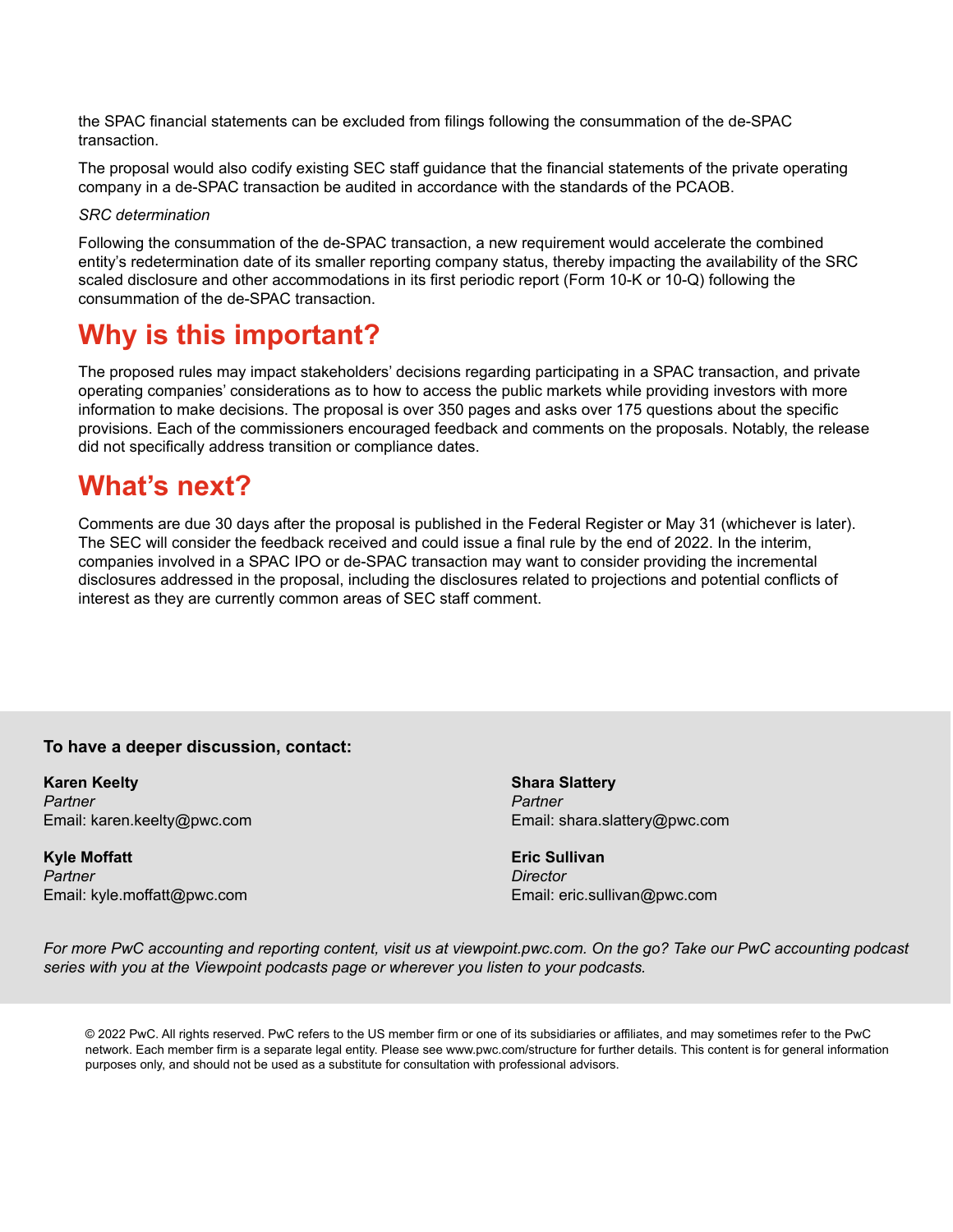the SPAC financial statements can be excluded from filings following the consummation of the de-SPAC transaction.

The proposal would also codify existing SEC staff guidance that the financial statements of the private operating company in a de-SPAC transaction be audited in accordance with the standards of the PCAOB.

*SRC determination*

Following the consummation of the de-SPAC transaction, a new requirement would accelerate the combined entity's redetermination date of its smaller reporting company status, thereby impacting the availability of the SRC scaled disclosure and other accommodations in its first periodic report (Form 10-K or 10-Q) following the consummation of the de-SPAC transaction.

## Why is this important?

The proposed rules may impact stakeholders' decisions regarding participating in a SPAC transaction, and private operating companies' considerations as to how to access the public markets while providing investors with more information to make decisions. The proposal is over 350 pages and asks over 175 questions about the specific provisions. Each of the commissioners encouraged feedback and comments on the proposals. Notably, the release did not specifically address transition or compliance dates.

## What's next?

Comments are due 30 days after the proposal is published in the Federal Register or May 31 (whichever is later). The SEC will consider the feedback received and could issue a final rule by the end of 2022. In the interim, companies involved in a SPAC IPO or de-SPAC transaction may want to consider providing the incremental disclosures addressed in the proposal, including the disclosures related to projections and potential conflicts of interest as they are currently common areas of SEC staff comment.

**To have a deeper discussion, contact:**

**Karen Keelty**
*Partner*
Email: karen.keelty@pwc.com

**Kyle Moffatt**
*Partner*
Email: kyle.moffatt@pwc.com

**Shara Slattery**
*Partner*
Email: shara.slattery@pwc.com

**Eric Sullivan**
*Director*
Email: eric.sullivan@pwc.com

*For more PwC accounting and reporting content, visit us at viewpoint.pwc.com. On the go? Take our PwC accounting podcast series with you at the Viewpoint podcasts page or wherever you listen to your podcasts.*

© 2022 PwC. All rights reserved. PwC refers to the US member firm or one of its subsidiaries or affiliates, and may sometimes refer to the PwC network. Each member firm is a separate legal entity. Please see www.pwc.com/structure for further details. This content is for general information purposes only, and should not be used as a substitute for consultation with professional advisors.